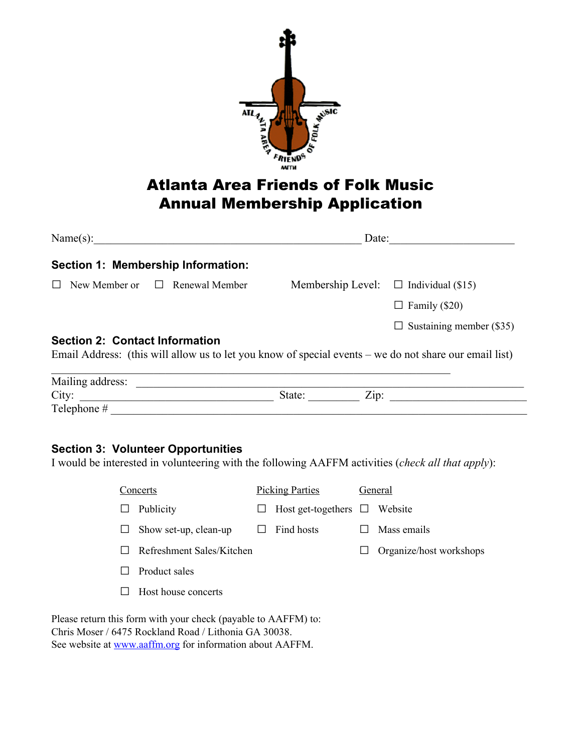# Atlanta Area Friends of Folk Music
# Annual Membership Application

Name(s):_______________________________________________ Date:______________________

## Section 1: Membership Information:

☐ New Member or ☐ Renewal Member

Membership Level:
- ☐ Individual ($15)
- ☐ Family ($20)
- ☐ Sustaining member ($35)

## Section 2: Contact Information

Email Address: (this will allow us to let you know of special events – we do not share our email list)

_______________________________________________________________________

Mailing address: ______________________________________________________________

City: _________________________________ State: _________ Zip: ______________________

Telephone # ___________________________________________________________________

## Section 3: Volunteer Opportunities

I would be interested in volunteering with the following AAFFM activities (*check all that apply*):

| Concerts | Picking Parties | General |
|---|---|---|
| ☐ Publicity | ☐ Host get-togethers | ☐ Website |
| ☐ Show set-up, clean-up | ☐ Find hosts | ☐ Mass emails |
| ☐ Refreshment Sales/Kitchen | | ☐ Organize/host workshops |
| ☐ Product sales | | |
| ☐ Host house concerts | | |

Please return this form with your check (payable to AAFFM) to:
Chris Moser / 6475 Rockland Road / Lithonia GA 30038.
See website at www.aaffm.org for information about AAFFM.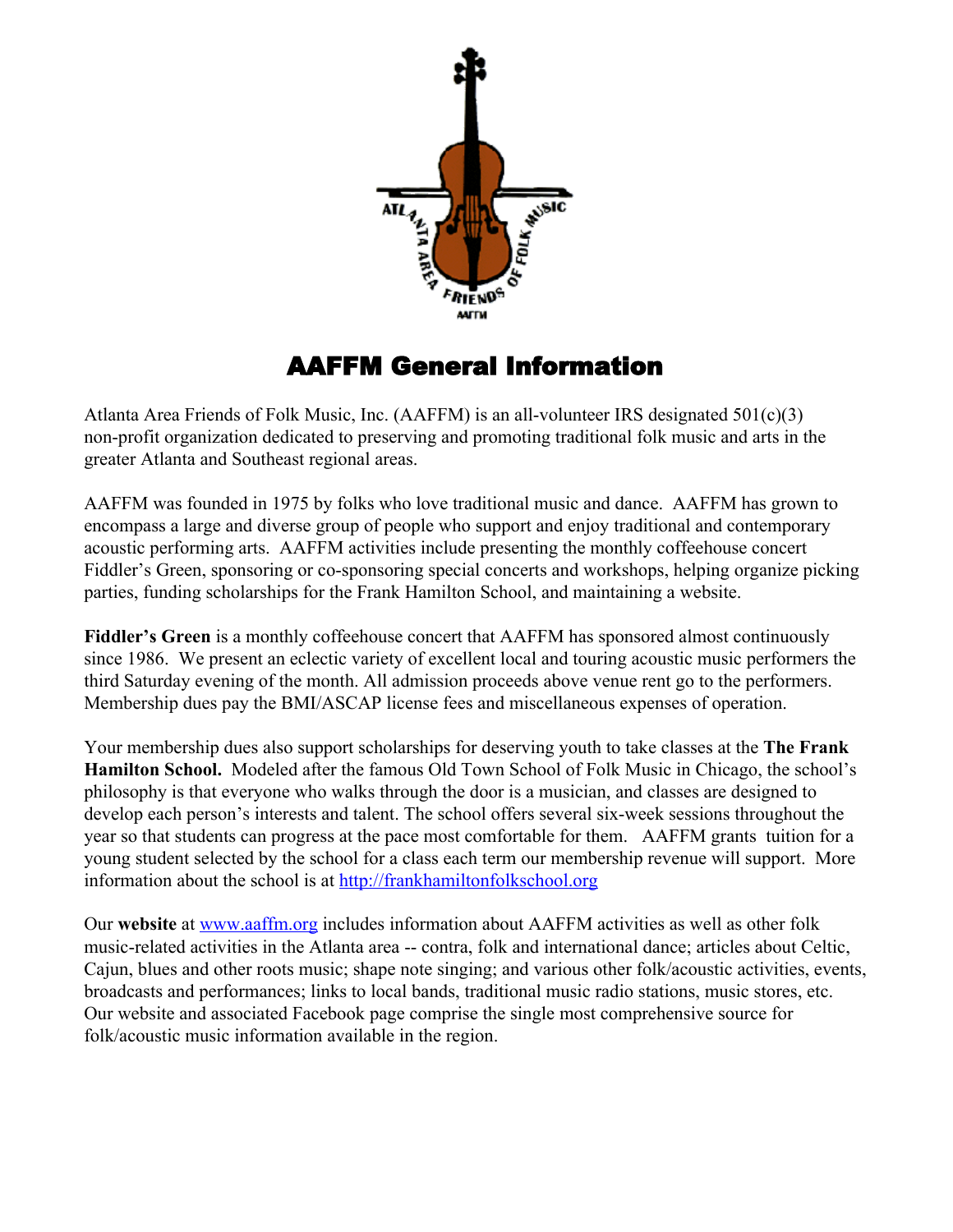# AAFFM General Information

Atlanta Area Friends of Folk Music, Inc. (AAFFM) is an all-volunteer IRS designated 501(c)(3) non-profit organization dedicated to preserving and promoting traditional folk music and arts in the greater Atlanta and Southeast regional areas.

AAFFM was founded in 1975 by folks who love traditional music and dance. AAFFM has grown to encompass a large and diverse group of people who support and enjoy traditional and contemporary acoustic performing arts. AAFFM activities include presenting the monthly coffeehouse concert Fiddler's Green, sponsoring or co-sponsoring special concerts and workshops, helping organize picking parties, funding scholarships for the Frank Hamilton School, and maintaining a website.

**Fiddler's Green** is a monthly coffeehouse concert that AAFFM has sponsored almost continuously since 1986. We present an eclectic variety of excellent local and touring acoustic music performers the third Saturday evening of the month. All admission proceeds above venue rent go to the performers. Membership dues pay the BMI/ASCAP license fees and miscellaneous expenses of operation.

Your membership dues also support scholarships for deserving youth to take classes at the **The Frank Hamilton School.** Modeled after the famous Old Town School of Folk Music in Chicago, the school's philosophy is that everyone who walks through the door is a musician, and classes are designed to develop each person's interests and talent. The school offers several six-week sessions throughout the year so that students can progress at the pace most comfortable for them. AAFFM grants tuition for a young student selected by the school for a class each term our membership revenue will support. More information about the school is at [http://frankhamiltonfolkschool.org](http://frankhamiltonfolkschool.org)

Our **website** at [www.aaffm.org](http://www.aaffm.org) includes information about AAFFM activities as well as other folk music-related activities in the Atlanta area -- contra, folk and international dance; articles about Celtic, Cajun, blues and other roots music; shape note singing; and various other folk/acoustic activities, events, broadcasts and performances; links to local bands, traditional music radio stations, music stores, etc. Our website and associated Facebook page comprise the single most comprehensive source for folk/acoustic music information available in the region.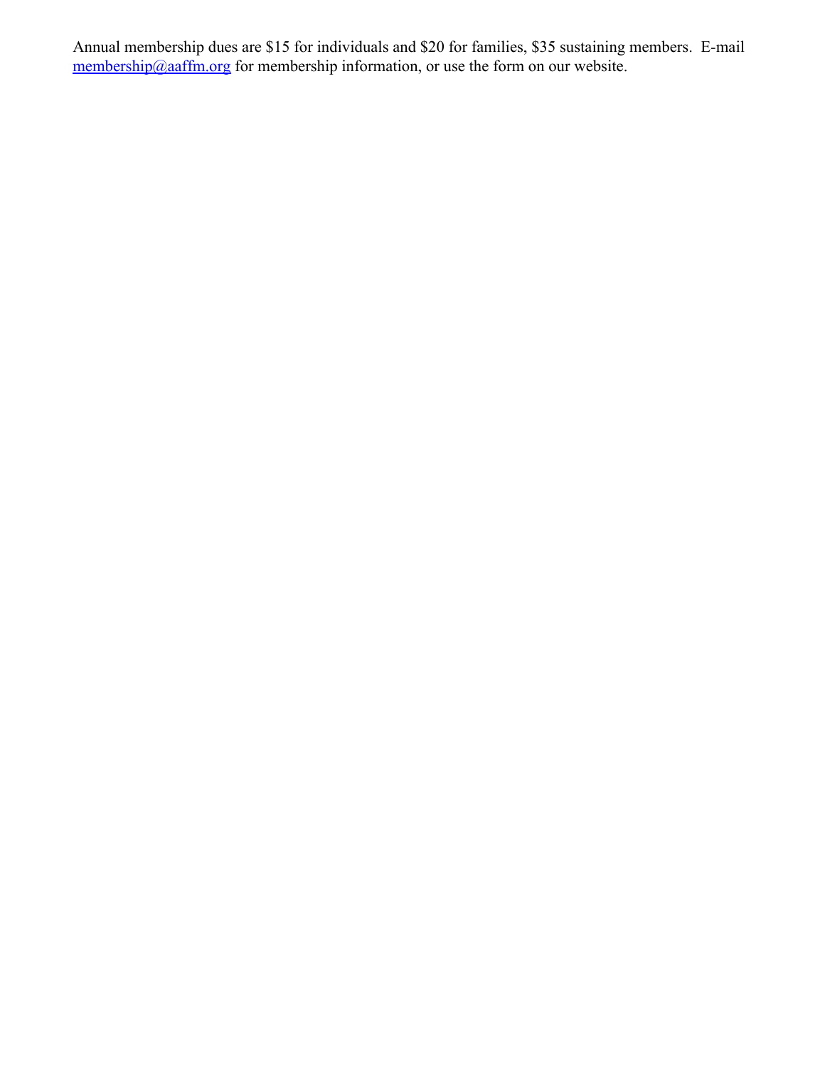Annual membership dues are $15 for individuals and $20 for families, $35 sustaining members. E-mail [membership@aaffm.org](mailto:membership@aaffm.org) for membership information, or use the form on our website.